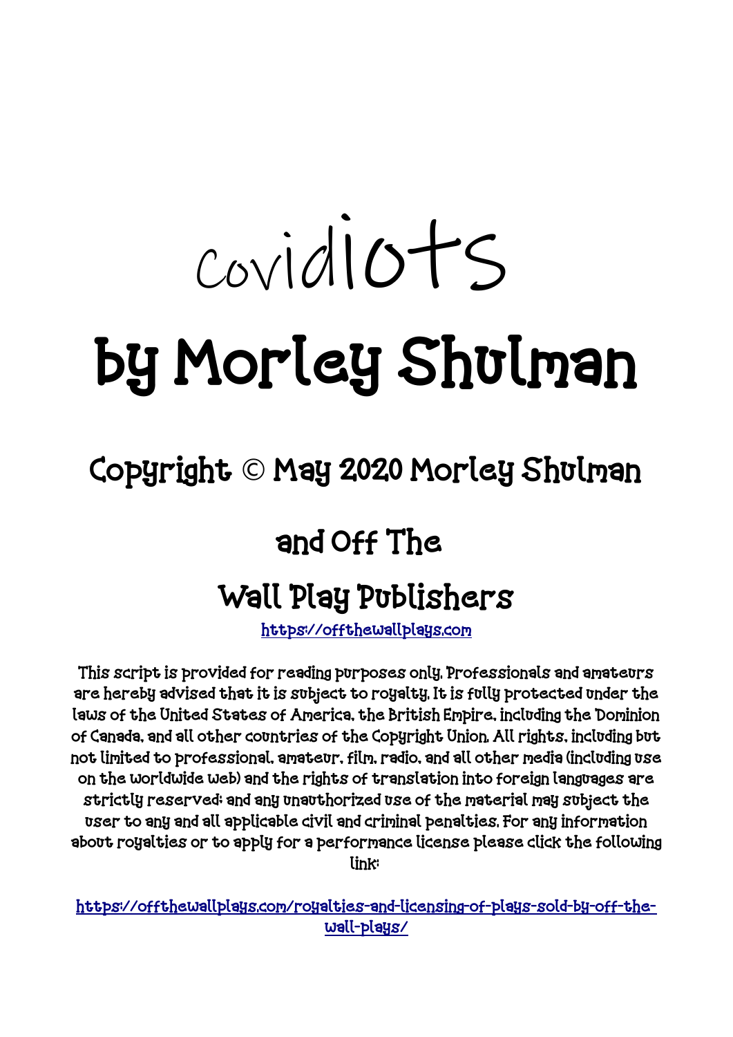# covidiots

# by Morley Shulman

## Copyright © May 2020 Morley Shulman

## and Off The

## Wall Play Publishers

[https://offthewallplays.com](https://offthewallplays.com)

This script is provided for reading purposes only. Professionals and amateurs are hereby advised that it is subject to royalty. It is fully protected under the laws of the United States of America, the British Empire, including the Dominion of Canada, and all other countries of the Copyright Union. All rights, including but not limited to professional, amateur, film, radio, and all other media (including use on the worldwide web) and the rights of translation into foreign languages are strictly reserved; and any unauthorized use of the material may subject the user to any and all applicable civil and criminal penalties. For any information about royalties or to apply for a performance license please click the following link:

[https://offthewallplays.com/royalties-and-licensing-of-plays-sold-by-off-the-wall-plays/](https://offthewallplays.com/royalties-and-licensing-of-plays-sold-by-off-the-wall-plays/)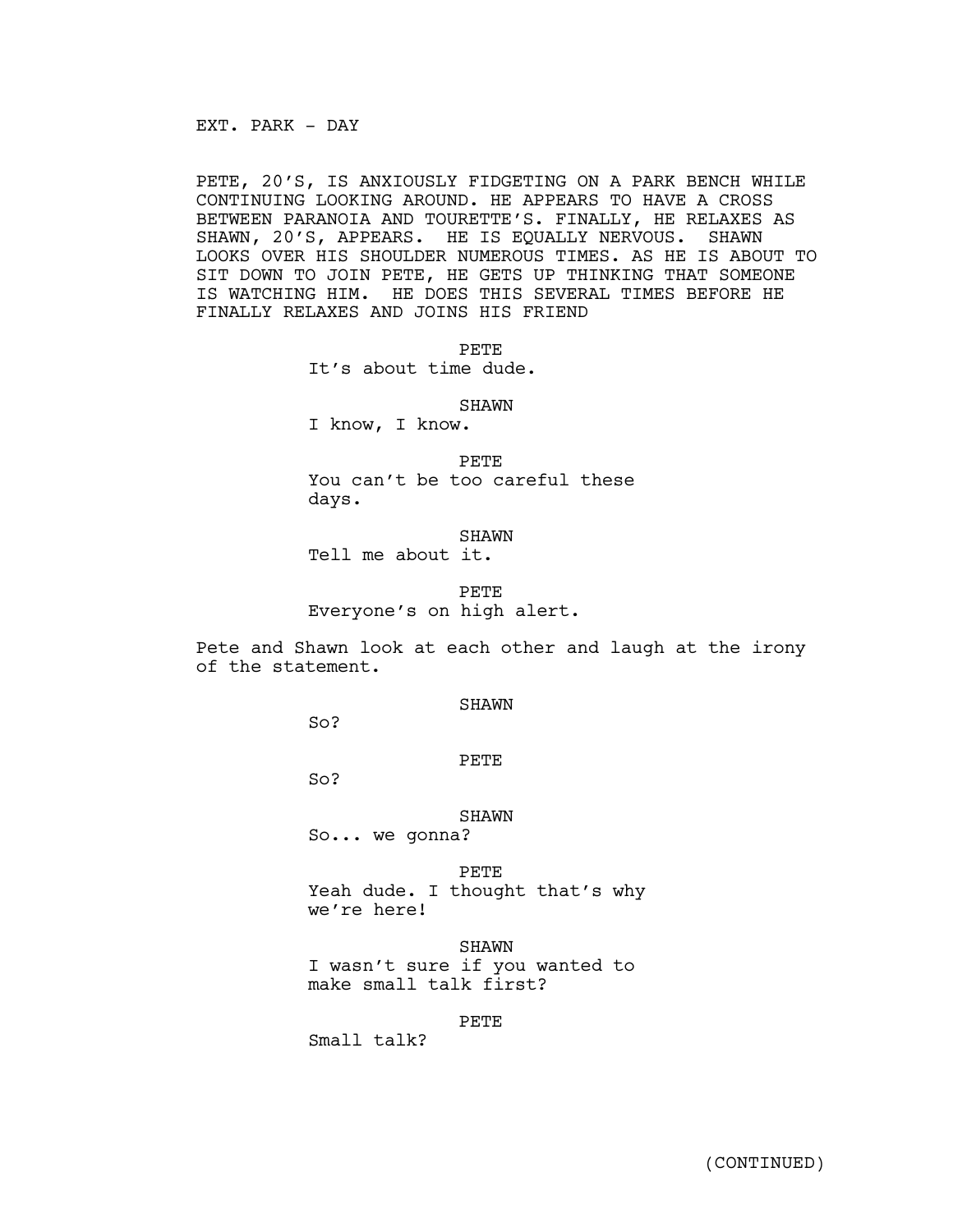EXT. PARK - DAY

PETE, 20'S, IS ANXIOUSLY FIDGETING ON A PARK BENCH WHILE CONTINUING LOOKING AROUND. HE APPEARS TO HAVE A CROSS BETWEEN PARANOIA AND TOURETTE'S. FINALLY, HE RELAXES AS SHAWN, 20'S, APPEARS. HE IS EQUALLY NERVOUS. SHAWN LOOKS OVER HIS SHOULDER NUMEROUS TIMES. AS HE IS ABOUT TO SIT DOWN TO JOIN PETE, HE GETS UP THINKING THAT SOMEONE IS WATCHING HIM. HE DOES THIS SEVERAL TIMES BEFORE HE FINALLY RELAXES AND JOINS HIS FRIEND

PETE
It's about time dude.

SHAWN
I know, I know.

PETE
You can't be too careful these days.

SHAWN
Tell me about it.

PETE
Everyone's on high alert.

Pete and Shawn look at each other and laugh at the irony of the statement.

SHAWN
So?

PETE
So?

SHAWN
So... we gonna?

PETE
Yeah dude. I thought that's why we're here!

SHAWN
I wasn't sure if you wanted to make small talk first?

PETE
Small talk?

(CONTINUED)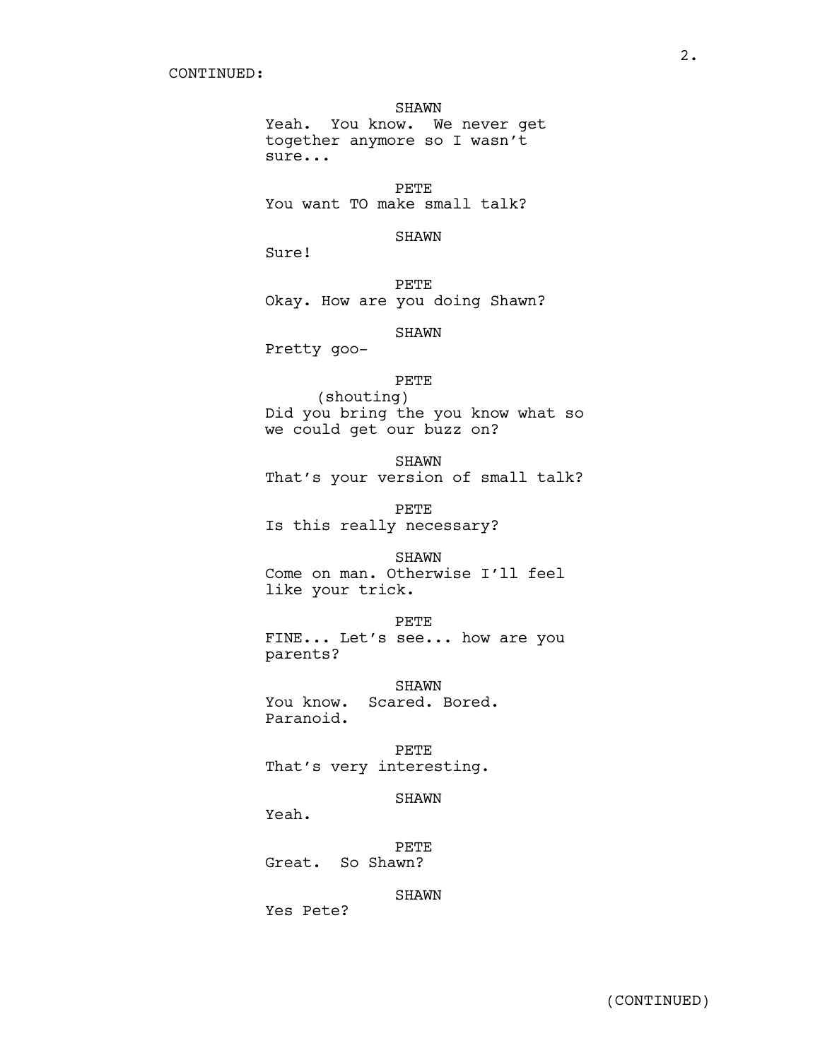CONTINUED:

SHAWN
Yeah.  You know.  We never get together anymore so I wasn't sure...

PETE
You want TO make small talk?

SHAWN
Sure!

PETE
Okay. How are you doing Shawn?

SHAWN
Pretty goo-

PETE
(shouting)
Did you bring the you know what so we could get our buzz on?

SHAWN
That's your version of small talk?

PETE
Is this really necessary?

SHAWN
Come on man. Otherwise I'll feel like your trick.

PETE
FINE... Let's see... how are you parents?

SHAWN
You know.  Scared. Bored. Paranoid.

PETE
That's very interesting.

SHAWN
Yeah.

PETE
Great.  So Shawn?

SHAWN
Yes Pete?

(CONTINUED)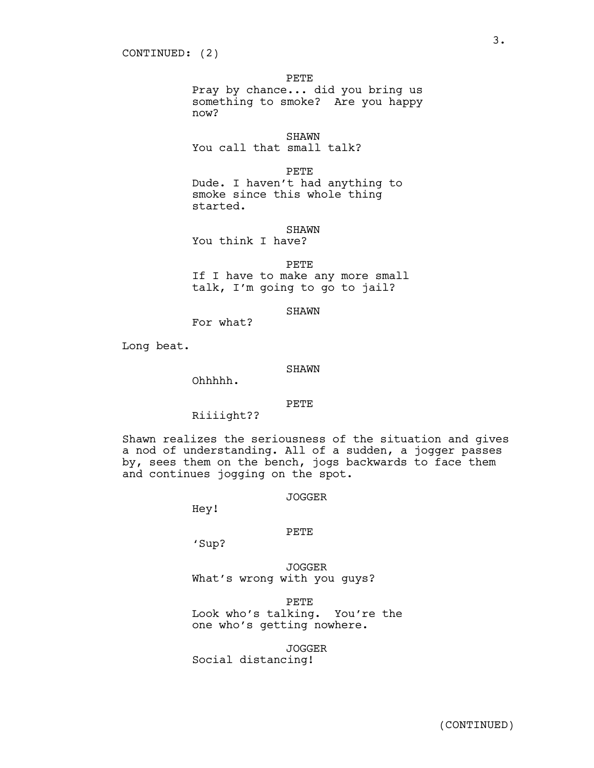CONTINUED: (2)

PETE
Pray by chance... did you bring us something to smoke? Are you happy now?

SHAWN
You call that small talk?

PETE
Dude. I haven't had anything to smoke since this whole thing started.

SHAWN
You think I have?

PETE
If I have to make any more small talk, I'm going to go to jail?

SHAWN
For what?

Long beat.

SHAWN
Ohhhhh.

PETE
Riiiight??

Shawn realizes the seriousness of the situation and gives a nod of understanding. All of a sudden, a jogger passes by, sees them on the bench, jogs backwards to face them and continues jogging on the spot.

JOGGER
Hey!

PETE
'Sup?

JOGGER
What's wrong with you guys?

PETE
Look who's talking. You're the one who's getting nowhere.

JOGGER
Social distancing!

(CONTINUED)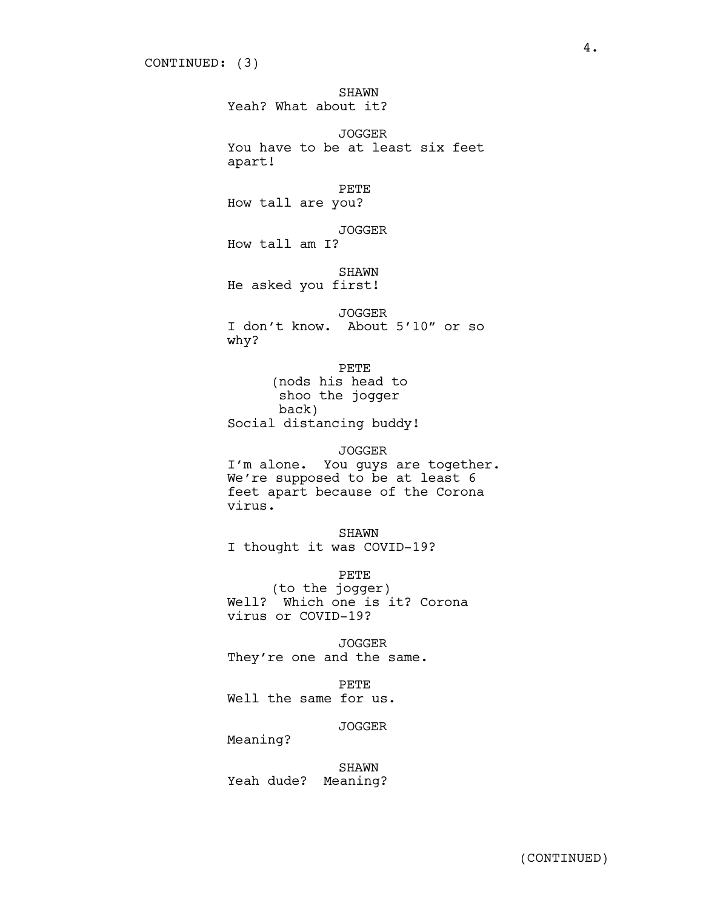CONTINUED: (3)

SHAWN
Yeah? What about it?

JOGGER
You have to be at least six feet apart!

PETE
How tall are you?

JOGGER
How tall am I?

SHAWN
He asked you first!

JOGGER
I don't know. About 5'10" or so why?

PETE
(nods his head to shoo the jogger back)
Social distancing buddy!

JOGGER
I'm alone. You guys are together. We're supposed to be at least 6 feet apart because of the Corona virus.

SHAWN
I thought it was COVID-19?

PETE
(to the jogger)
Well? Which one is it? Corona virus or COVID-19?

JOGGER
They're one and the same.

PETE
Well the same for us.

JOGGER
Meaning?

SHAWN
Yeah dude? Meaning?

(CONTINUED)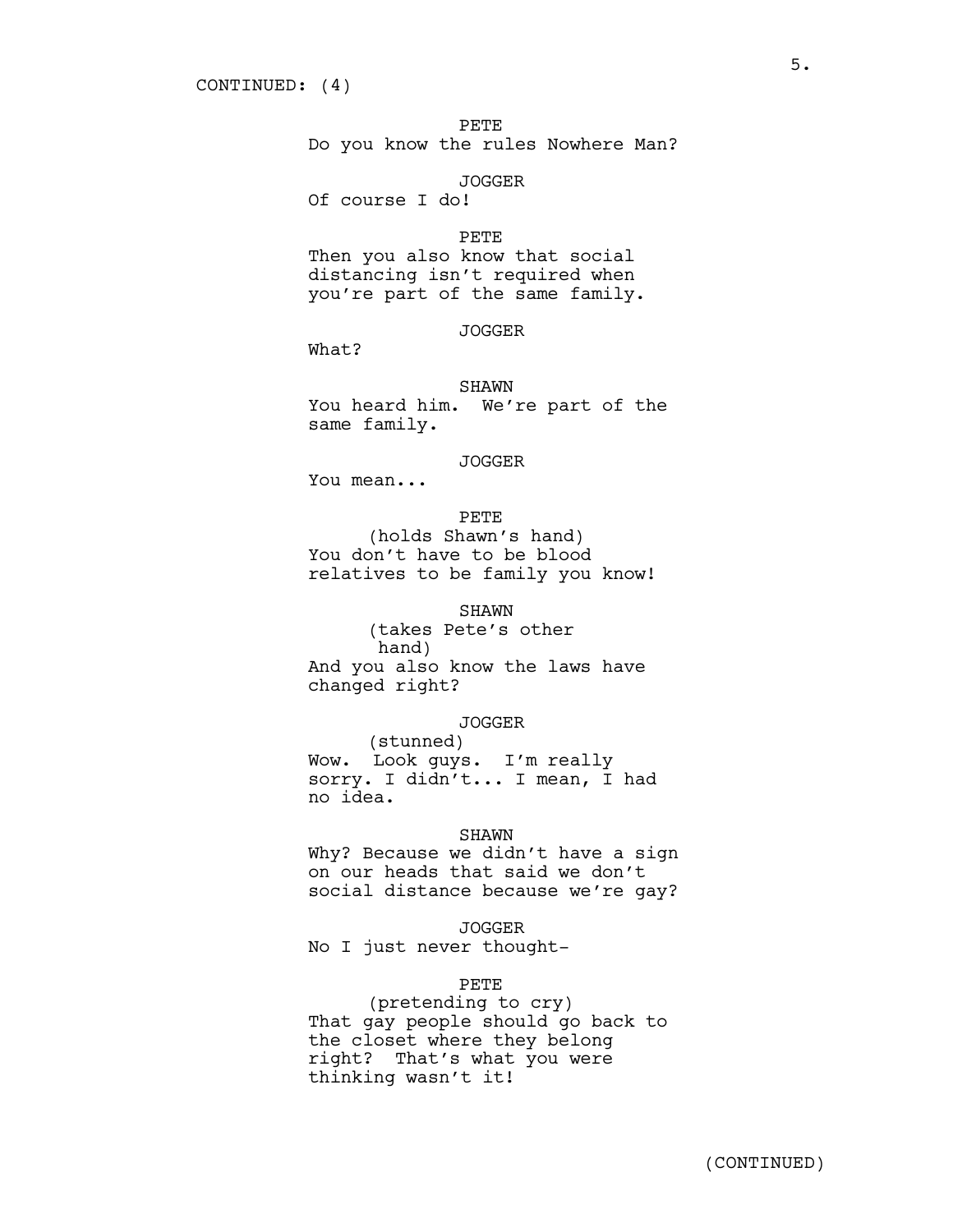CONTINUED: (4)

PETE
Do you know the rules Nowhere Man?

JOGGER
Of course I do!

PETE
Then you also know that social distancing isn't required when you're part of the same family.

JOGGER
What?

SHAWN
You heard him. We're part of the same family.

JOGGER
You mean...

PETE
(holds Shawn's hand)
You don't have to be blood relatives to be family you know!

SHAWN
(takes Pete's other hand)
And you also know the laws have changed right?

JOGGER
(stunned)
Wow. Look guys. I'm really sorry. I didn't... I mean, I had no idea.

SHAWN
Why? Because we didn't have a sign on our heads that said we don't social distance because we're gay?

JOGGER
No I just never thought-

PETE
(pretending to cry)
That gay people should go back to the closet where they belong right? That's what you were thinking wasn't it!

(CONTINUED)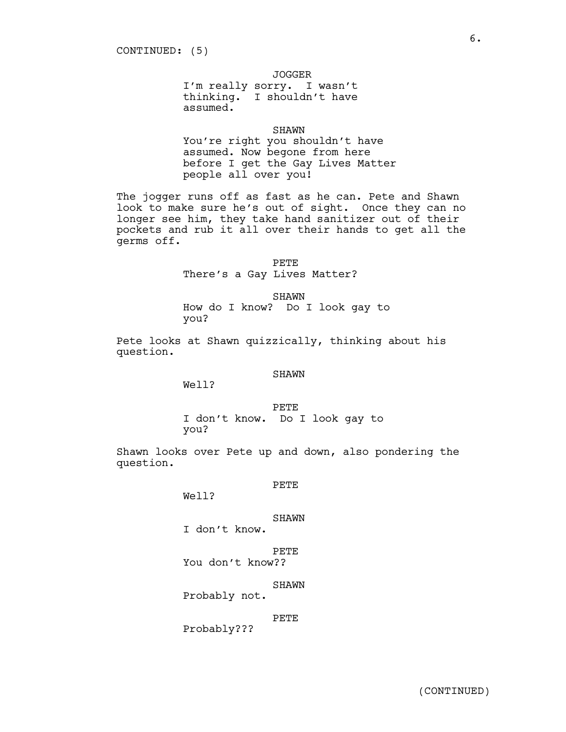CONTINUED: (5)

JOGGER
I'm really sorry. I wasn't thinking. I shouldn't have assumed.

SHAWN
You're right you shouldn't have assumed. Now begone from here before I get the Gay Lives Matter people all over you!

The jogger runs off as fast as he can. Pete and Shawn look to make sure he's out of sight. Once they can no longer see him, they take hand sanitizer out of their pockets and rub it all over their hands to get all the germs off.

PETE
There's a Gay Lives Matter?

SHAWN
How do I know? Do I look gay to you?

Pete looks at Shawn quizzically, thinking about his question.

SHAWN
Well?

PETE
I don't know. Do I look gay to you?

Shawn looks over Pete up and down, also pondering the question.

PETE
Well?

SHAWN
I don't know.

PETE
You don't know??

SHAWN
Probably not.

PETE
Probably???

(CONTINUED)